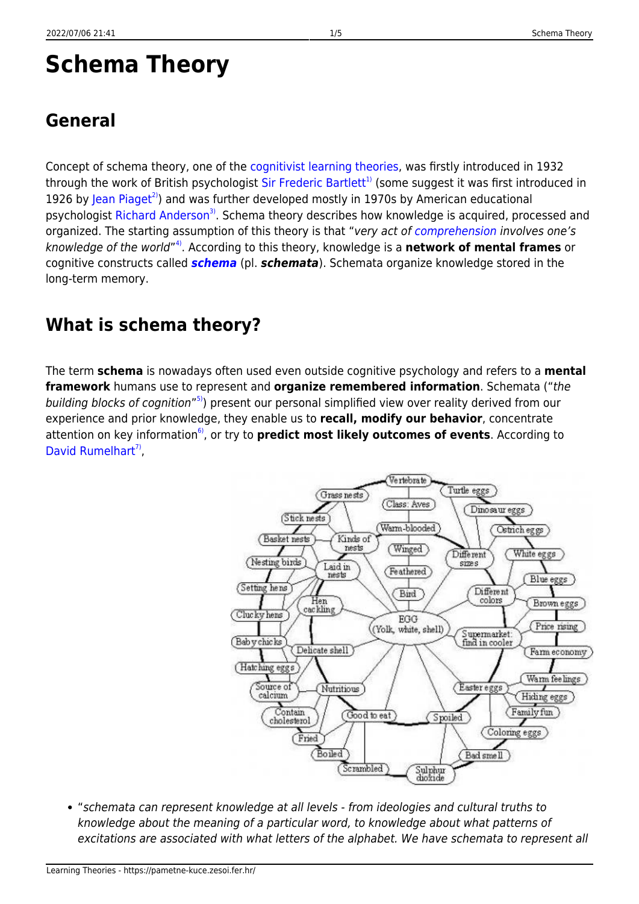# Schema Theory

## General

Concept of schema theory, one of the cognitivist learning theories, was firstly introduced in 1932 through the work of British psychologist Sir Frederic Bartlett[1] (some suggest it was first introduced in 1926 by Jean Piaget[2]) and was further developed mostly in 1970s by American educational psychologist Richard Anderson[3]. Schema theory describes how knowledge is acquired, processed and organized. The starting assumption of this theory is that "*very act of comprehension involves one's knowledge of the world*"[4]. According to this theory, knowledge is a **network of mental frames** or cognitive constructs called ***schema*** (pl. ***schemata***). Schemata organize knowledge stored in the long-term memory.

## What is schema theory?

The term **schema** is nowadays often used even outside cognitive psychology and refers to a **mental framework** humans use to represent and **organize remembered information**. Schemata ("*the building blocks of cognition*"[5]) present our personal simplified view over reality derived from our experience and prior knowledge, they enable us to **recall, modify our behavior**, concentrate attention on key information[6], or try to **predict most likely outcomes of events**. According to David Rumelhart[7],

- "*schemata can represent knowledge at all levels - from ideologies and cultural truths to knowledge about the meaning of a particular word, to knowledge about what patterns of excitations are associated with what letters of the alphabet. We have schemata to represent all*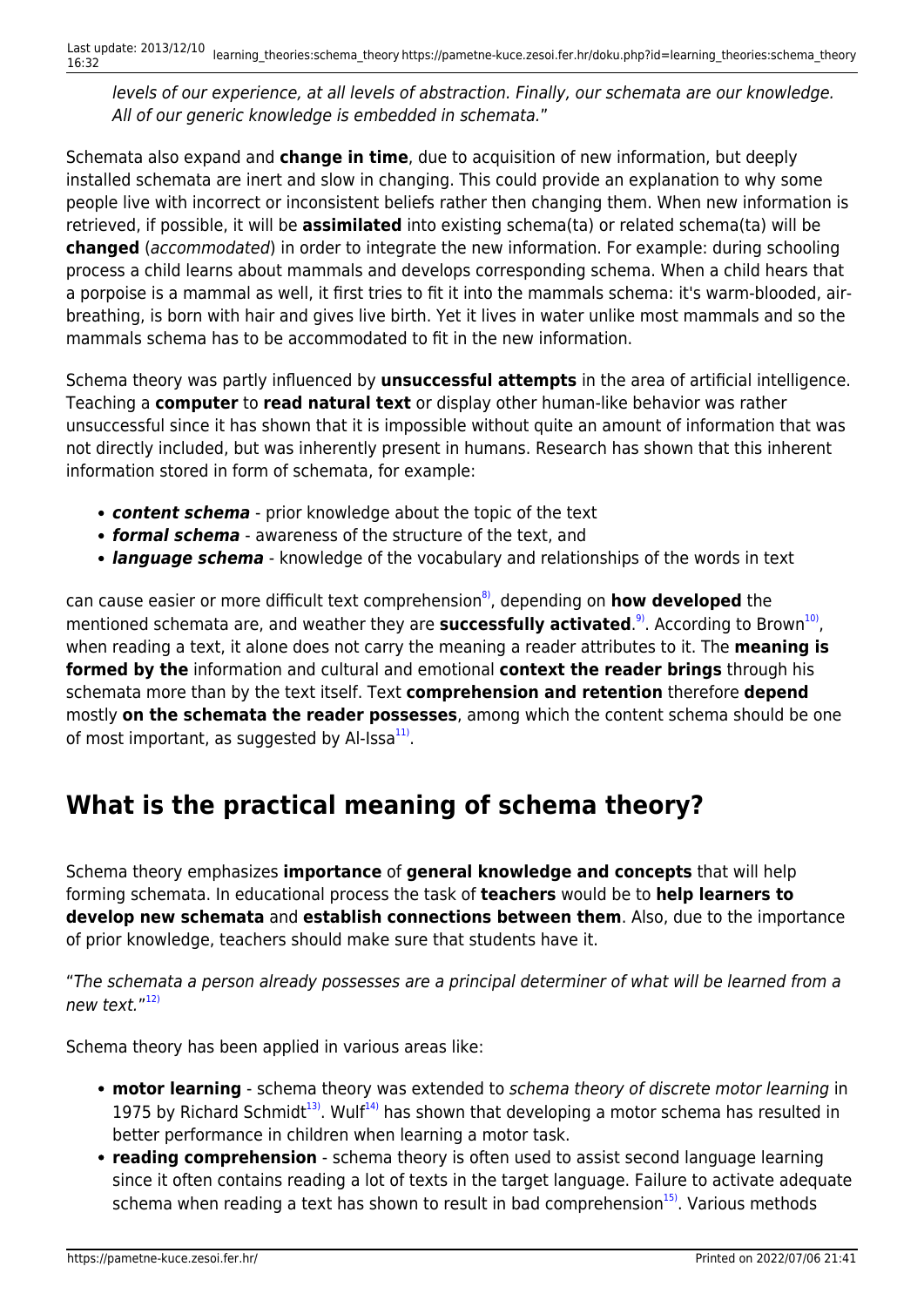*levels of our experience, at all levels of abstraction. Finally, our schemata are our knowledge. All of our generic knowledge is embedded in schemata.*"

Schemata also expand and **change in time**, due to acquisition of new information, but deeply installed schemata are inert and slow in changing. This could provide an explanation to why some people live with incorrect or inconsistent beliefs rather then changing them. When new information is retrieved, if possible, it will be **assimilated** into existing schema(ta) or related schema(ta) will be **changed** (*accommodated*) in order to integrate the new information. For example: during schooling process a child learns about mammals and develops corresponding schema. When a child hears that a porpoise is a mammal as well, it first tries to fit it into the mammals schema: it's warm-blooded, air-breathing, is born with hair and gives live birth. Yet it lives in water unlike most mammals and so the mammals schema has to be accommodated to fit in the new information.

Schema theory was partly influenced by **unsuccessful attempts** in the area of artificial intelligence. Teaching a **computer** to **read natural text** or display other human-like behavior was rather unsuccessful since it has shown that it is impossible without quite an amount of information that was not directly included, but was inherently present in humans. Research has shown that this inherent information stored in form of schemata, for example:

- ***content schema*** - prior knowledge about the topic of the text
- ***formal schema*** - awareness of the structure of the text, and
- ***language schema*** - knowledge of the vocabulary and relationships of the words in text

can cause easier or more difficult text comprehension[8], depending on **how developed** the mentioned schemata are, and weather they are **successfully activated**.[9]. According to Brown[10], when reading a text, it alone does not carry the meaning a reader attributes to it. The **meaning is formed by the** information and cultural and emotional **context the reader brings** through his schemata more than by the text itself. Text **comprehension and retention** therefore **depend** mostly **on the schemata the reader possesses**, among which the content schema should be one of most important, as suggested by Al-Issa[11].

## What is the practical meaning of schema theory?

Schema theory emphasizes **importance** of **general knowledge and concepts** that will help forming schemata. In educational process the task of **teachers** would be to **help learners to develop new schemata** and **establish connections between them**. Also, due to the importance of prior knowledge, teachers should make sure that students have it.

"*The schemata a person already possesses are a principal determiner of what will be learned from a new text.*"[12]

Schema theory has been applied in various areas like:

- **motor learning** - schema theory was extended to *schema theory of discrete motor learning* in 1975 by Richard Schmidt[13]. Wulf[14] has shown that developing a motor schema has resulted in better performance in children when learning a motor task.
- **reading comprehension** - schema theory is often used to assist second language learning since it often contains reading a lot of texts in the target language. Failure to activate adequate schema when reading a text has shown to result in bad comprehension[15]. Various methods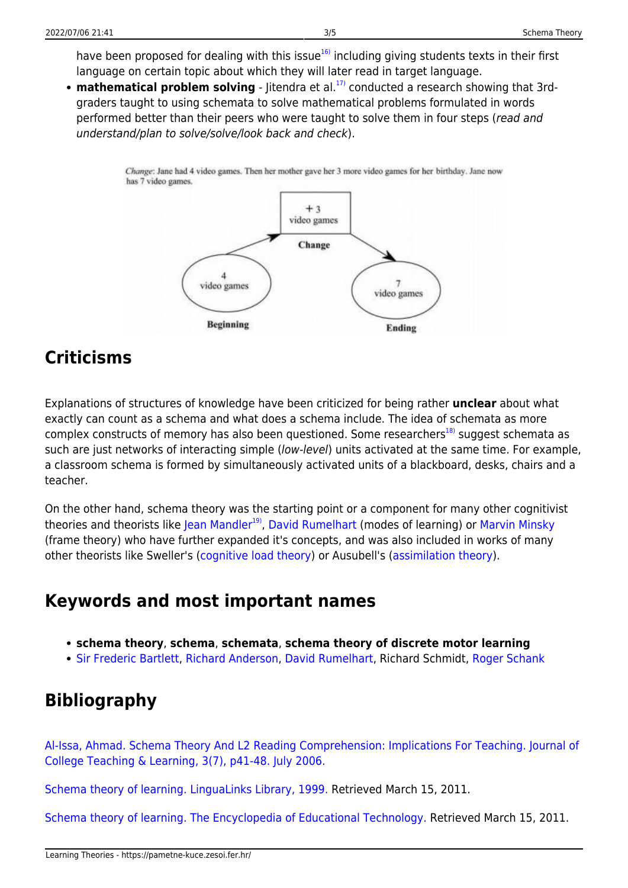have been proposed for dealing with this issue[16] including giving students texts in their first language on certain topic about which they will later read in target language.
- **mathematical problem solving** - Jitendra et al.[17] conducted a research showing that 3rd-graders taught to using schemata to solve mathematical problems formulated in words performed better than their peers who were taught to solve them in four steps (*read and understand/plan to solve/solve/look back and check*).

## Criticisms

Explanations of structures of knowledge have been criticized for being rather **unclear** about what exactly can count as a schema and what does a schema include. The idea of schemata as more complex constructs of memory has also been questioned. Some researchers[18] suggest schemata as such are just networks of interacting simple (*low-level*) units activated at the same time. For example, a classroom schema is formed by simultaneously activated units of a blackboard, desks, chairs and a teacher.

On the other hand, schema theory was the starting point or a component for many other cognitivist theories and theorists like Jean Mandler[19], David Rumelhart (modes of learning) or Marvin Minsky (frame theory) who have further expanded it's concepts, and was also included in works of many other theorists like Sweller's (cognitive load theory) or Ausubell's (assimilation theory).

## Keywords and most important names

- **schema theory**, **schema**, **schemata**, **schema theory of discrete motor learning**
- Sir Frederic Bartlett, Richard Anderson, David Rumelhart, Richard Schmidt, Roger Schank

## Bibliography

Al-Issa, Ahmad. Schema Theory And L2 Reading Comprehension: Implications For Teaching. Journal of College Teaching & Learning, 3(7), p41-48. July 2006.

Schema theory of learning. LinguaLinks Library, 1999. Retrieved March 15, 2011.

Schema theory of learning. The Encyclopedia of Educational Technology. Retrieved March 15, 2011.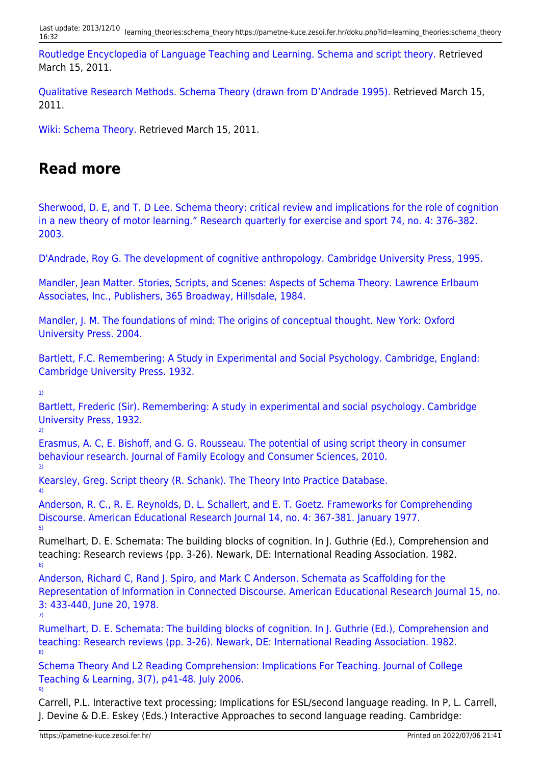Routledge Encyclopedia of Language Teaching and Learning. Schema and script theory. Retrieved March 15, 2011.

Qualitative Research Methods. Schema Theory (drawn from D'Andrade 1995). Retrieved March 15, 2011.

Wiki: Schema Theory. Retrieved March 15, 2011.

## Read more

Sherwood, D. E, and T. D Lee. Schema theory: critical review and implications for the role of cognition in a new theory of motor learning." Research quarterly for exercise and sport 74, no. 4: 376–382. 2003.

D'Andrade, Roy G. The development of cognitive anthropology. Cambridge University Press, 1995.

Mandler, Jean Matter. Stories, Scripts, and Scenes: Aspects of Schema Theory. Lawrence Erlbaum Associates, Inc., Publishers, 365 Broadway, Hillsdale, 1984.

Mandler, J. M. The foundations of mind: The origins of conceptual thought. New York: Oxford University Press. 2004.

Bartlett, F.C. Remembering: A Study in Experimental and Social Psychology. Cambridge, England: Cambridge University Press. 1932.

[1] Bartlett, Frederic (Sir). Remembering: A study in experimental and social psychology. Cambridge University Press, 1932.

[2] Erasmus, A. C, E. Bishoff, and G. G. Rousseau. The potential of using script theory in consumer behaviour research. Journal of Family Ecology and Consumer Sciences, 2010.

[3] Kearsley, Greg. Script theory (R. Schank). The Theory Into Practice Database.

[4] Anderson, R. C., R. E. Reynolds, D. L. Schallert, and E. T. Goetz. Frameworks for Comprehending Discourse. American Educational Research Journal 14, no. 4: 367-381. January 1977.

[5] Rumelhart, D. E. Schemata: The building blocks of cognition. In J. Guthrie (Ed.), Comprehension and teaching: Research reviews (pp. 3-26). Newark, DE: International Reading Association. 1982.

[6] Anderson, Richard C, Rand J. Spiro, and Mark C Anderson. Schemata as Scaffolding for the Representation of Information in Connected Discourse. American Educational Research Journal 15, no. 3: 433-440, June 20, 1978.

[7] Rumelhart, D. E. Schemata: The building blocks of cognition. In J. Guthrie (Ed.), Comprehension and teaching: Research reviews (pp. 3-26). Newark, DE: International Reading Association. 1982.

[8] Schema Theory And L2 Reading Comprehension: Implications For Teaching. Journal of College Teaching & Learning, 3(7), p41-48. July 2006.

[9] Carrell, P.L. Interactive text processing; Implications for ESL/second language reading. In P, L. Carrell, J. Devine & D.E. Eskey (Eds.) Interactive Approaches to second language reading. Cambridge: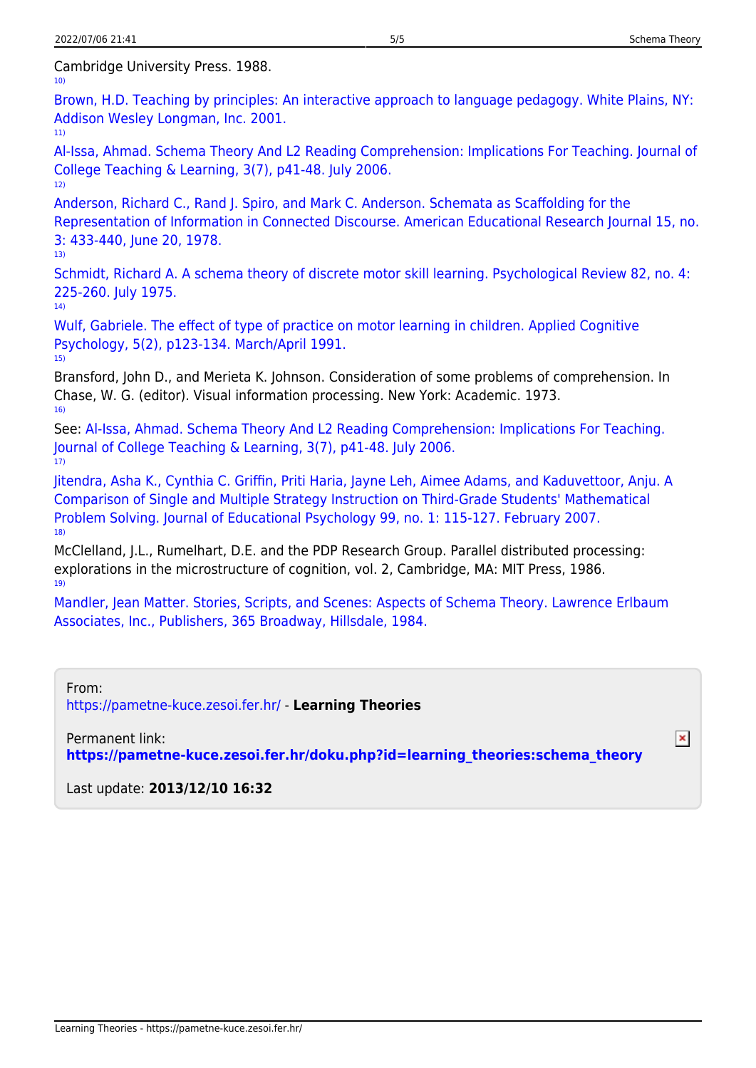Cambridge University Press. 1988.

10)

Brown, H.D. Teaching by principles: An interactive approach to language pedagogy. White Plains, NY: Addison Wesley Longman, Inc. 2001.

11)

Al-Issa, Ahmad. Schema Theory And L2 Reading Comprehension: Implications For Teaching. Journal of College Teaching & Learning, 3(7), p41-48. July 2006.

12)

Anderson, Richard C., Rand J. Spiro, and Mark C. Anderson. Schemata as Scaffolding for the Representation of Information in Connected Discourse. American Educational Research Journal 15, no. 3: 433-440, June 20, 1978.

13)

Schmidt, Richard A. A schema theory of discrete motor skill learning. Psychological Review 82, no. 4: 225-260. July 1975.

14)

Wulf, Gabriele. The effect of type of practice on motor learning in children. Applied Cognitive Psychology, 5(2), p123-134. March/April 1991.

15)

Bransford, John D., and Merieta K. Johnson. Consideration of some problems of comprehension. In Chase, W. G. (editor). Visual information processing. New York: Academic. 1973.

16)

See: Al-Issa, Ahmad. Schema Theory And L2 Reading Comprehension: Implications For Teaching. Journal of College Teaching & Learning, 3(7), p41-48. July 2006.

17)

Jitendra, Asha K., Cynthia C. Griffin, Priti Haria, Jayne Leh, Aimee Adams, and Kaduvettoor, Anju. A Comparison of Single and Multiple Strategy Instruction on Third-Grade Students' Mathematical Problem Solving. Journal of Educational Psychology 99, no. 1: 115-127. February 2007.

18)

McClelland, J.L., Rumelhart, D.E. and the PDP Research Group. Parallel distributed processing: explorations in the microstructure of cognition, vol. 2, Cambridge, MA: MIT Press, 1986.

19)

Mandler, Jean Matter. Stories, Scripts, and Scenes: Aspects of Schema Theory. Lawrence Erlbaum Associates, Inc., Publishers, 365 Broadway, Hillsdale, 1984.

From:
https://pametne-kuce.zesoi.fer.hr/ - **Learning Theories**

Permanent link:
**https://pametne-kuce.zesoi.fer.hr/doku.php?id=learning_theories:schema_theory**

Last update: **2013/12/10 16:32**